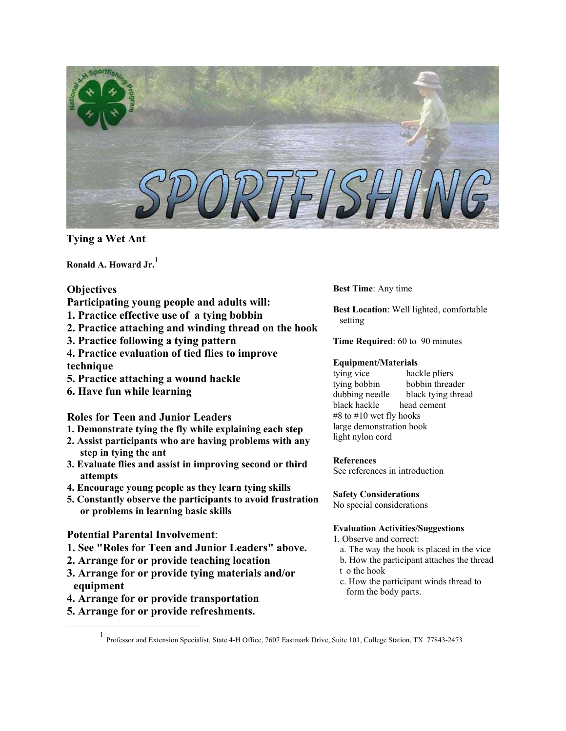# Tying a Wet Ant

**Ronald A. Howard Jr.**[1]

## Objectives

**Participating young people and adults will:**

1. **Practice effective use of a tying bobbin**
2. **Practice attaching and winding thread on the hook**
3. **Practice following a tying pattern**
4. **Practice evaluation of tied flies to improve technique**
5. **Practice attaching a wound hackle**
6. **Have fun while learning**

## Roles for Teen and Junior Leaders

1. **Demonstrate tying the fly while explaining each step**
2. **Assist participants who are having problems with any step in tying the ant**
3. **Evaluate flies and assist in improving second or third attempts**
4. **Encourage young people as they learn tying skills**
5. **Constantly observe the participants to avoid frustration or problems in learning basic skills**

## Potential Parental Involvement:

1. **See "Roles for Teen and Junior Leaders" above.**
2. **Arrange for or provide teaching location**
3. **Arrange for or provide tying materials and/or equipment**
4. **Arrange for or provide transportation**
5. **Arrange for or provide refreshments.**

**Best Time**: Any time

**Best Location**: Well lighted, comfortable setting

**Time Required**: 60 to 90 minutes

**Equipment/Materials**

tying vice
hackle pliers
tying bobbin
bobbin threader
dubbing needle
black tying thread
black hackle
head cement
#8 to #10 wet fly hooks
large demonstration hook
light nylon cord

**References**

See references in introduction

**Safety Considerations**

No special considerations

**Evaluation Activities/Suggestions**

1. Observe and correct:
   a. The way the hook is placed in the vice
   b. How the participant attaches the thread to the hook
   c. How the participant winds thread to form the body parts.

[1] Professor and Extension Specialist, State 4-H Office, 7607 Eastmark Drive, Suite 101, College Station, TX 77843-2473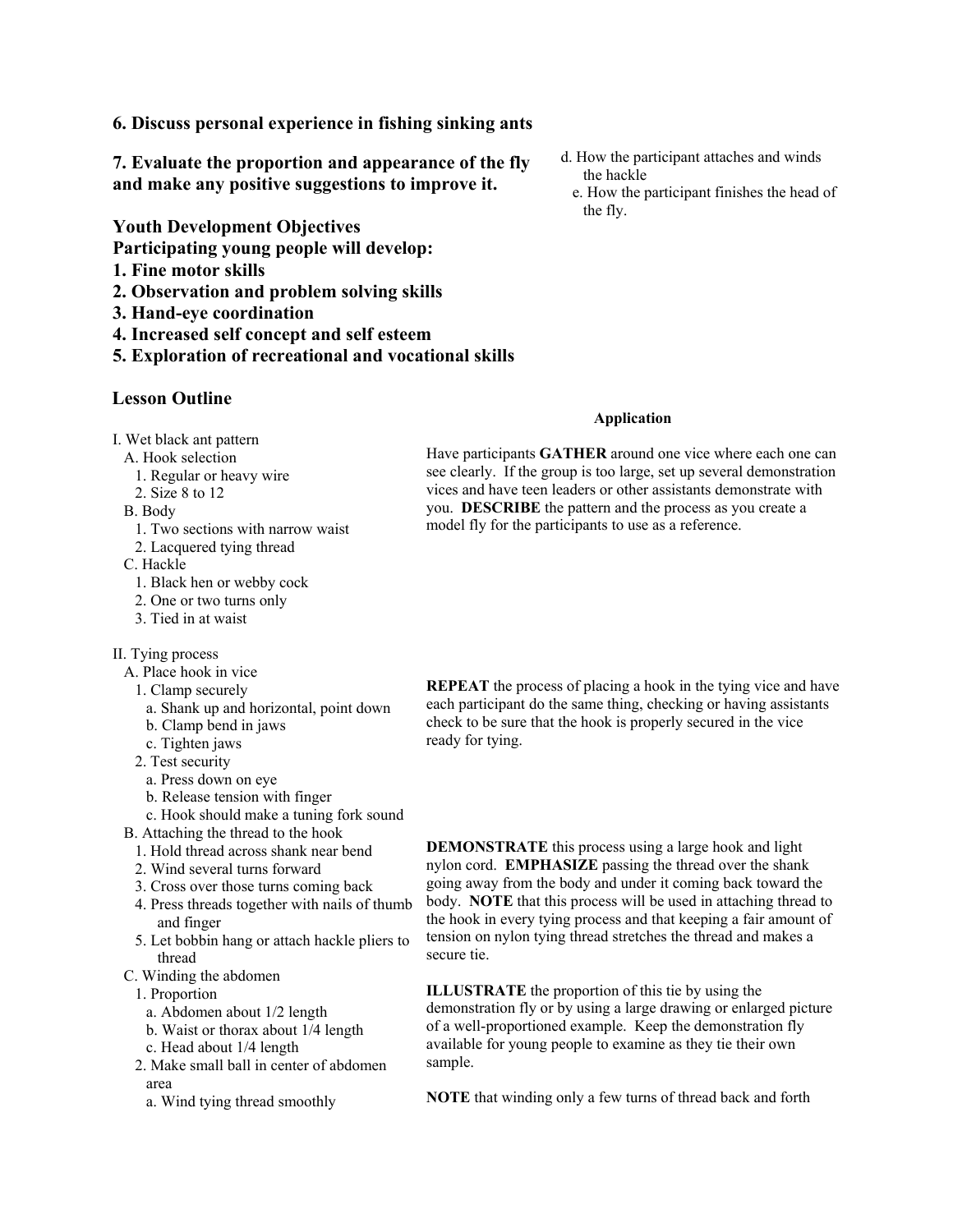**6. Discuss personal experience in fishing sinking ants**

**7. Evaluate the proportion and appearance of the fly and make any positive suggestions to improve it.**

d. How the participant attaches and winds the hackle
e. How the participant finishes the head of the fly.

**Youth Development Objectives**
**Participating young people will develop:**
**1. Fine motor skills**
**2. Observation and problem solving skills**
**3. Hand-eye coordination**
**4. Increased self concept and self esteem**
**5. Exploration of recreational and vocational skills**

## Lesson Outline

I. Wet black ant pattern
- A. Hook selection
  - 1. Regular or heavy wire
  - 2. Size 8 to 12
- B. Body
  - 1. Two sections with narrow waist
  - 2. Lacquered tying thread
- C. Hackle
  - 1. Black hen or webby cock
  - 2. One or two turns only
  - 3. Tied in at waist

**Application**

Have participants **GATHER** around one vice where each one can see clearly. If the group is too large, set up several demonstration vices and have teen leaders or other assistants demonstrate with you. **DESCRIBE** the pattern and the process as you create a model fly for the participants to use as a reference.

II. Tying process
- A. Place hook in vice
  - 1. Clamp securely
    - a. Shank up and horizontal, point down
    - b. Clamp bend in jaws
    - c. Tighten jaws
  - 2. Test security
    - a. Press down on eye
    - b. Release tension with finger
    - c. Hook should make a tuning fork sound

**REPEAT** the process of placing a hook in the tying vice and have each participant do the same thing, checking or having assistants check to be sure that the hook is properly secured in the vice ready for tying.

- B. Attaching the thread to the hook
  - 1. Hold thread across shank near bend
  - 2. Wind several turns forward
  - 3. Cross over those turns coming back
  - 4. Press threads together with nails of thumb and finger
  - 5. Let bobbin hang or attach hackle pliers to thread

**DEMONSTRATE** this process using a large hook and light nylon cord. **EMPHASIZE** passing the thread over the shank going away from the body and under it coming back toward the body. **NOTE** that this process will be used in attaching thread to the hook in every tying process and that keeping a fair amount of tension on nylon tying thread stretches the thread and makes a secure tie.

- C. Winding the abdomen
  - 1. Proportion
    - a. Abdomen about 1/2 length
    - b. Waist or thorax about 1/4 length
    - c. Head about 1/4 length
  - 2. Make small ball in center of abdomen area
    - a. Wind tying thread smoothly

**ILLUSTRATE** the proportion of this tie by using the demonstration fly or by using a large drawing or enlarged picture of a well-proportioned example. Keep the demonstration fly available for young people to examine as they tie their own sample.

**NOTE** that winding only a few turns of thread back and forth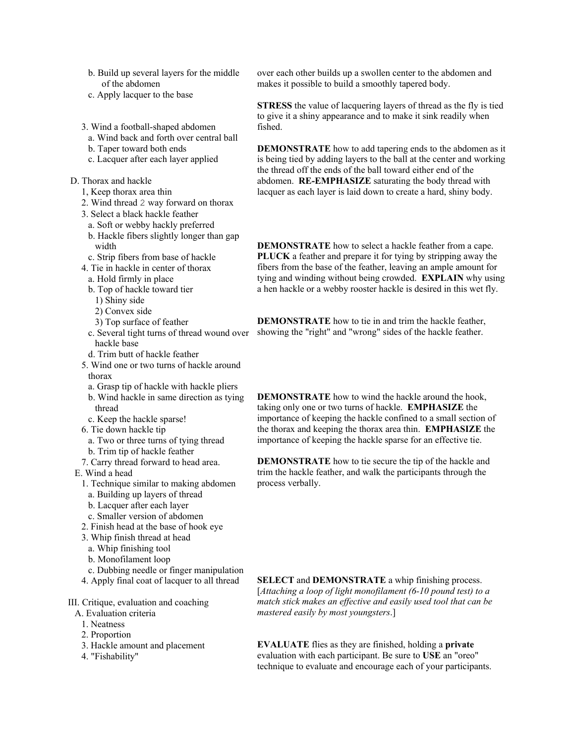b. Build up several layers for the middle of the abdomen
c. Apply lacquer to the base

3. Wind a football-shaped abdomen
   a. Wind back and forth over central ball
   b. Taper toward both ends
   c. Lacquer after each layer applied

D. Thorax and hackle
   1, Keep thorax area thin
   2. Wind thread 2 way forward on thorax
   3. Select a black hackle feather
      a. Soft or webby hackly preferred
      b. Hackle fibers slightly longer than gap width
      c. Strip fibers from base of hackle
   4. Tie in hackle in center of thorax
      a. Hold firmly in place
      b. Top of hackle toward tier
         1) Shiny side
         2) Convex side
         3) Top surface of feather
      c. Several tight turns of thread wound over hackle base
      d. Trim butt of hackle feather
   5. Wind one or two turns of hackle around thorax
      a. Grasp tip of hackle with hackle pliers
      b. Wind hackle in same direction as tying thread
      c. Keep the hackle sparse!
   6. Tie down hackle tip
      a. Two or three turns of tying thread
      b. Trim tip of hackle feather
   7. Carry thread forward to head area.

E. Wind a head
   1. Technique similar to making abdomen
      a. Building up layers of thread
      b. Lacquer after each layer
      c. Smaller version of abdomen
   2. Finish head at the base of hook eye
   3. Whip finish thread at head
      a. Whip finishing tool
      b. Monofilament loop
      c. Dubbing needle or finger manipulation
   4. Apply final coat of lacquer to all thread

III. Critique, evaluation and coaching
   A. Evaluation criteria
      1. Neatness
      2. Proportion
      3. Hackle amount and placement
      4. "Fishability"

over each other builds up a swollen center to the abdomen and makes it possible to build a smoothly tapered body.

**STRESS** the value of lacquering layers of thread as the fly is tied to give it a shiny appearance and to make it sink readily when fished.

**DEMONSTRATE** how to add tapering ends to the abdomen as it is being tied by adding layers to the ball at the center and working the thread off the ends of the ball toward either end of the abdomen. **RE-EMPHASIZE** saturating the body thread with lacquer as each layer is laid down to create a hard, shiny body.

**DEMONSTRATE** how to select a hackle feather from a cape. **PLUCK** a feather and prepare it for tying by stripping away the fibers from the base of the feather, leaving an ample amount for tying and winding without being crowded. **EXPLAIN** why using a hen hackle or a webby rooster hackle is desired in this wet fly.

**DEMONSTRATE** how to tie in and trim the hackle feather, showing the "right" and "wrong" sides of the hackle feather.

**DEMONSTRATE** how to wind the hackle around the hook, taking only one or two turns of hackle. **EMPHASIZE** the importance of keeping the hackle confined to a small section of the thorax and keeping the thorax area thin. **EMPHASIZE** the importance of keeping the hackle sparse for an effective tie.

**DEMONSTRATE** how to tie secure the tip of the hackle and trim the hackle feather, and walk the participants through the process verbally.

**SELECT** and **DEMONSTRATE** a whip finishing process. [*Attaching a loop of light monofilament (6-10 pound test) to a match stick makes an effective and easily used tool that can be mastered easily by most youngsters*.]

**EVALUATE** flies as they are finished, holding a **private** evaluation with each participant. Be sure to **USE** an "oreo" technique to evaluate and encourage each of your participants.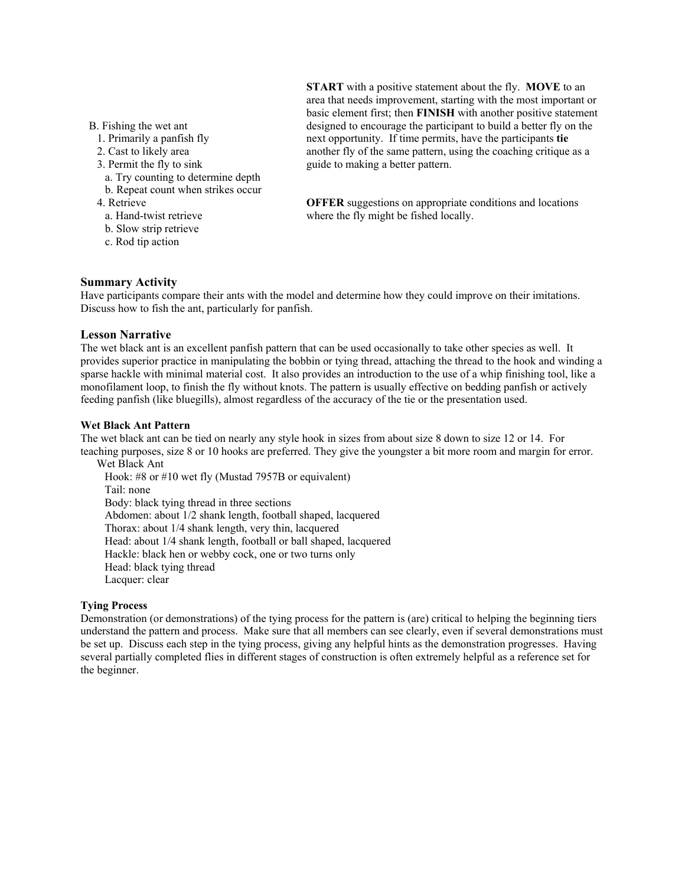B. Fishing the wet ant
   1. Primarily a panfish fly
   2. Cast to likely area
   3. Permit the fly to sink
      a. Try counting to determine depth
      b. Repeat count when strikes occur
   4. Retrieve
      a. Hand-twist retrieve
      b. Slow strip retrieve
      c. Rod tip action

**START** with a positive statement about the fly. **MOVE** to an area that needs improvement, starting with the most important or basic element first; then **FINISH** with another positive statement designed to encourage the participant to build a better fly on the next opportunity. If time permits, have the participants **tie** another fly of the same pattern, using the coaching critique as a guide to making a better pattern.

**OFFER** suggestions on appropriate conditions and locations where the fly might be fished locally.

## Summary Activity

Have participants compare their ants with the model and determine how they could improve on their imitations. Discuss how to fish the ant, particularly for panfish.

## Lesson Narrative

The wet black ant is an excellent panfish pattern that can be used occasionally to take other species as well. It provides superior practice in manipulating the bobbin or tying thread, attaching the thread to the hook and winding a sparse hackle with minimal material cost. It also provides an introduction to the use of a whip finishing tool, like a monofilament loop, to finish the fly without knots. The pattern is usually effective on bedding panfish or actively feeding panfish (like bluegills), almost regardless of the accuracy of the tie or the presentation used.

### Wet Black Ant Pattern

The wet black ant can be tied on nearly any style hook in sizes from about size 8 down to size 12 or 14. For teaching purposes, size 8 or 10 hooks are preferred. They give the youngster a bit more room and margin for error.

Wet Black Ant
- Hook: #8 or #10 wet fly (Mustad 7957B or equivalent)
- Tail: none
- Body: black tying thread in three sections
- Abdomen: about 1/2 shank length, football shaped, lacquered
- Thorax: about 1/4 shank length, very thin, lacquered
- Head: about 1/4 shank length, football or ball shaped, lacquered
- Hackle: black hen or webby cock, one or two turns only
- Head: black tying thread
- Lacquer: clear

### Tying Process

Demonstration (or demonstrations) of the tying process for the pattern is (are) critical to helping the beginning tiers understand the pattern and process. Make sure that all members can see clearly, even if several demonstrations must be set up. Discuss each step in the tying process, giving any helpful hints as the demonstration progresses. Having several partially completed flies in different stages of construction is often extremely helpful as a reference set for the beginner.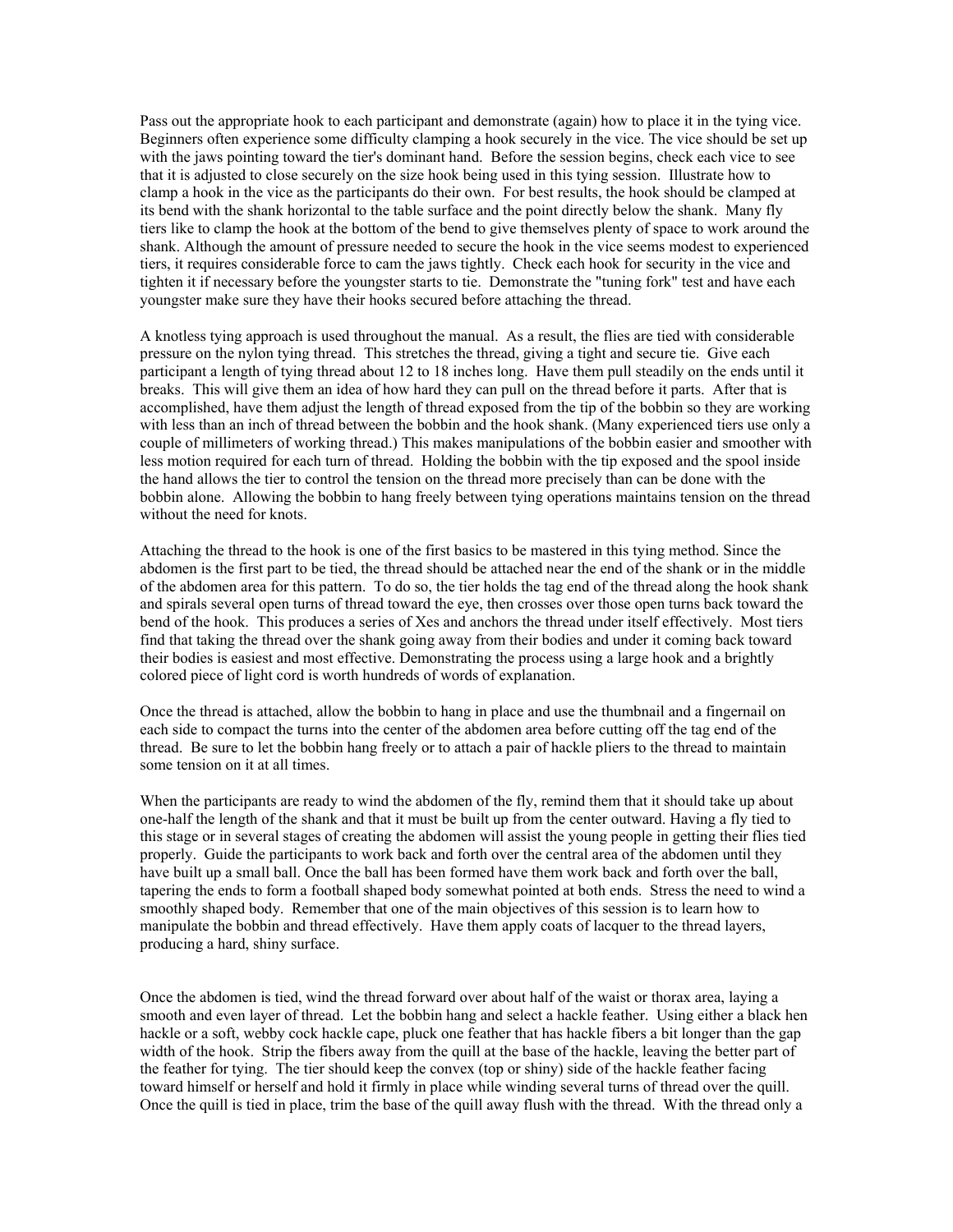Pass out the appropriate hook to each participant and demonstrate (again) how to place it in the tying vice. Beginners often experience some difficulty clamping a hook securely in the vice. The vice should be set up with the jaws pointing toward the tier's dominant hand. Before the session begins, check each vice to see that it is adjusted to close securely on the size hook being used in this tying session. Illustrate how to clamp a hook in the vice as the participants do their own. For best results, the hook should be clamped at its bend with the shank horizontal to the table surface and the point directly below the shank. Many fly tiers like to clamp the hook at the bottom of the bend to give themselves plenty of space to work around the shank. Although the amount of pressure needed to secure the hook in the vice seems modest to experienced tiers, it requires considerable force to cam the jaws tightly. Check each hook for security in the vice and tighten it if necessary before the youngster starts to tie. Demonstrate the "tuning fork" test and have each youngster make sure they have their hooks secured before attaching the thread.

A knotless tying approach is used throughout the manual. As a result, the flies are tied with considerable pressure on the nylon tying thread. This stretches the thread, giving a tight and secure tie. Give each participant a length of tying thread about 12 to 18 inches long. Have them pull steadily on the ends until it breaks. This will give them an idea of how hard they can pull on the thread before it parts. After that is accomplished, have them adjust the length of thread exposed from the tip of the bobbin so they are working with less than an inch of thread between the bobbin and the hook shank. (Many experienced tiers use only a couple of millimeters of working thread.) This makes manipulations of the bobbin easier and smoother with less motion required for each turn of thread. Holding the bobbin with the tip exposed and the spool inside the hand allows the tier to control the tension on the thread more precisely than can be done with the bobbin alone. Allowing the bobbin to hang freely between tying operations maintains tension on the thread without the need for knots.

Attaching the thread to the hook is one of the first basics to be mastered in this tying method. Since the abdomen is the first part to be tied, the thread should be attached near the end of the shank or in the middle of the abdomen area for this pattern. To do so, the tier holds the tag end of the thread along the hook shank and spirals several open turns of thread toward the eye, then crosses over those open turns back toward the bend of the hook. This produces a series of Xes and anchors the thread under itself effectively. Most tiers find that taking the thread over the shank going away from their bodies and under it coming back toward their bodies is easiest and most effective. Demonstrating the process using a large hook and a brightly colored piece of light cord is worth hundreds of words of explanation.

Once the thread is attached, allow the bobbin to hang in place and use the thumbnail and a fingernail on each side to compact the turns into the center of the abdomen area before cutting off the tag end of the thread. Be sure to let the bobbin hang freely or to attach a pair of hackle pliers to the thread to maintain some tension on it at all times.

When the participants are ready to wind the abdomen of the fly, remind them that it should take up about one-half the length of the shank and that it must be built up from the center outward. Having a fly tied to this stage or in several stages of creating the abdomen will assist the young people in getting their flies tied properly. Guide the participants to work back and forth over the central area of the abdomen until they have built up a small ball. Once the ball has been formed have them work back and forth over the ball, tapering the ends to form a football shaped body somewhat pointed at both ends. Stress the need to wind a smoothly shaped body. Remember that one of the main objectives of this session is to learn how to manipulate the bobbin and thread effectively. Have them apply coats of lacquer to the thread layers, producing a hard, shiny surface.

Once the abdomen is tied, wind the thread forward over about half of the waist or thorax area, laying a smooth and even layer of thread. Let the bobbin hang and select a hackle feather. Using either a black hen hackle or a soft, webby cock hackle cape, pluck one feather that has hackle fibers a bit longer than the gap width of the hook. Strip the fibers away from the quill at the base of the hackle, leaving the better part of the feather for tying. The tier should keep the convex (top or shiny) side of the hackle feather facing toward himself or herself and hold it firmly in place while winding several turns of thread over the quill. Once the quill is tied in place, trim the base of the quill away flush with the thread. With the thread only a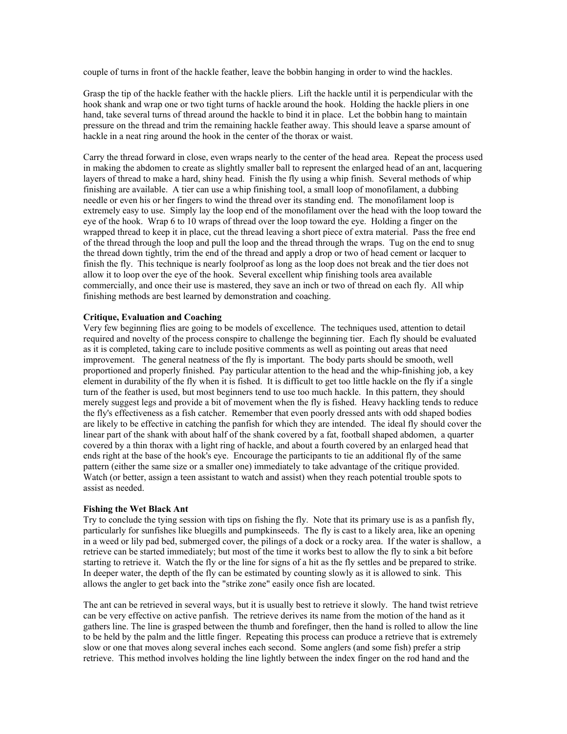couple of turns in front of the hackle feather, leave the bobbin hanging in order to wind the hackles.

Grasp the tip of the hackle feather with the hackle pliers. Lift the hackle until it is perpendicular with the hook shank and wrap one or two tight turns of hackle around the hook. Holding the hackle pliers in one hand, take several turns of thread around the hackle to bind it in place. Let the bobbin hang to maintain pressure on the thread and trim the remaining hackle feather away. This should leave a sparse amount of hackle in a neat ring around the hook in the center of the thorax or waist.

Carry the thread forward in close, even wraps nearly to the center of the head area. Repeat the process used in making the abdomen to create as slightly smaller ball to represent the enlarged head of an ant, lacquering layers of thread to make a hard, shiny head. Finish the fly using a whip finish. Several methods of whip finishing are available. A tier can use a whip finishing tool, a small loop of monofilament, a dubbing needle or even his or her fingers to wind the thread over its standing end. The monofilament loop is extremely easy to use. Simply lay the loop end of the monofilament over the head with the loop toward the eye of the hook. Wrap 6 to 10 wraps of thread over the loop toward the eye. Holding a finger on the wrapped thread to keep it in place, cut the thread leaving a short piece of extra material. Pass the free end of the thread through the loop and pull the loop and the thread through the wraps. Tug on the end to snug the thread down tightly, trim the end of the thread and apply a drop or two of head cement or lacquer to finish the fly. This technique is nearly foolproof as long as the loop does not break and the tier does not allow it to loop over the eye of the hook. Several excellent whip finishing tools area available commercially, and once their use is mastered, they save an inch or two of thread on each fly. All whip finishing methods are best learned by demonstration and coaching.

**Critique, Evaluation and Coaching**

Very few beginning flies are going to be models of excellence. The techniques used, attention to detail required and novelty of the process conspire to challenge the beginning tier. Each fly should be evaluated as it is completed, taking care to include positive comments as well as pointing out areas that need improvement. The general neatness of the fly is important. The body parts should be smooth, well proportioned and properly finished. Pay particular attention to the head and the whip-finishing job, a key element in durability of the fly when it is fished. It is difficult to get too little hackle on the fly if a single turn of the feather is used, but most beginners tend to use too much hackle. In this pattern, they should merely suggest legs and provide a bit of movement when the fly is fished. Heavy hackling tends to reduce the fly's effectiveness as a fish catcher. Remember that even poorly dressed ants with odd shaped bodies are likely to be effective in catching the panfish for which they are intended. The ideal fly should cover the linear part of the shank with about half of the shank covered by a fat, football shaped abdomen, a quarter covered by a thin thorax with a light ring of hackle, and about a fourth covered by an enlarged head that ends right at the base of the hook's eye. Encourage the participants to tie an additional fly of the same pattern (either the same size or a smaller one) immediately to take advantage of the critique provided. Watch (or better, assign a teen assistant to watch and assist) when they reach potential trouble spots to assist as needed.

**Fishing the Wet Black Ant**

Try to conclude the tying session with tips on fishing the fly. Note that its primary use is as a panfish fly, particularly for sunfishes like bluegills and pumpkinseeds. The fly is cast to a likely area, like an opening in a weed or lily pad bed, submerged cover, the pilings of a dock or a rocky area. If the water is shallow, a retrieve can be started immediately; but most of the time it works best to allow the fly to sink a bit before starting to retrieve it. Watch the fly or the line for signs of a hit as the fly settles and be prepared to strike. In deeper water, the depth of the fly can be estimated by counting slowly as it is allowed to sink. This allows the angler to get back into the "strike zone" easily once fish are located.

The ant can be retrieved in several ways, but it is usually best to retrieve it slowly. The hand twist retrieve can be very effective on active panfish. The retrieve derives its name from the motion of the hand as it gathers line. The line is grasped between the thumb and forefinger, then the hand is rolled to allow the line to be held by the palm and the little finger. Repeating this process can produce a retrieve that is extremely slow or one that moves along several inches each second. Some anglers (and some fish) prefer a strip retrieve. This method involves holding the line lightly between the index finger on the rod hand and the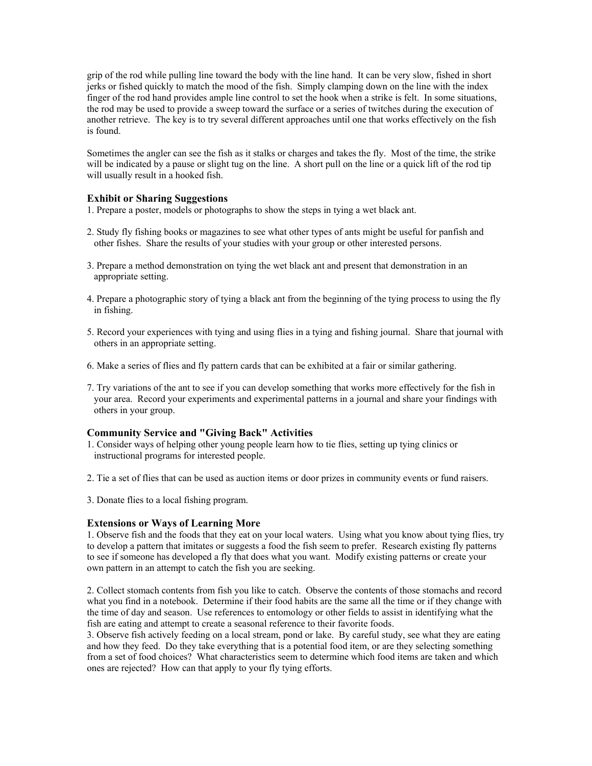grip of the rod while pulling line toward the body with the line hand. It can be very slow, fished in short jerks or fished quickly to match the mood of the fish. Simply clamping down on the line with the index finger of the rod hand provides ample line control to set the hook when a strike is felt. In some situations, the rod may be used to provide a sweep toward the surface or a series of twitches during the execution of another retrieve. The key is to try several different approaches until one that works effectively on the fish is found.

Sometimes the angler can see the fish as it stalks or charges and takes the fly. Most of the time, the strike will be indicated by a pause or slight tug on the line. A short pull on the line or a quick lift of the rod tip will usually result in a hooked fish.

### Exhibit or Sharing Suggestions

1. Prepare a poster, models or photographs to show the steps in tying a wet black ant.

2. Study fly fishing books or magazines to see what other types of ants might be useful for panfish and other fishes. Share the results of your studies with your group or other interested persons.

3. Prepare a method demonstration on tying the wet black ant and present that demonstration in an appropriate setting.

4. Prepare a photographic story of tying a black ant from the beginning of the tying process to using the fly in fishing.

5. Record your experiences with tying and using flies in a tying and fishing journal. Share that journal with others in an appropriate setting.

6. Make a series of flies and fly pattern cards that can be exhibited at a fair or similar gathering.

7. Try variations of the ant to see if you can develop something that works more effectively for the fish in your area. Record your experiments and experimental patterns in a journal and share your findings with others in your group.

### Community Service and "Giving Back" Activities

1. Consider ways of helping other young people learn how to tie flies, setting up tying clinics or instructional programs for interested people.

2. Tie a set of flies that can be used as auction items or door prizes in community events or fund raisers.

3. Donate flies to a local fishing program.

### Extensions or Ways of Learning More

1. Observe fish and the foods that they eat on your local waters. Using what you know about tying flies, try to develop a pattern that imitates or suggests a food the fish seem to prefer. Research existing fly patterns to see if someone has developed a fly that does what you want. Modify existing patterns or create your own pattern in an attempt to catch the fish you are seeking.

2. Collect stomach contents from fish you like to catch. Observe the contents of those stomachs and record what you find in a notebook. Determine if their food habits are the same all the time or if they change with the time of day and season. Use references to entomology or other fields to assist in identifying what the fish are eating and attempt to create a seasonal reference to their favorite foods.

3. Observe fish actively feeding on a local stream, pond or lake. By careful study, see what they are eating and how they feed. Do they take everything that is a potential food item, or are they selecting something from a set of food choices? What characteristics seem to determine which food items are taken and which ones are rejected? How can that apply to your fly tying efforts.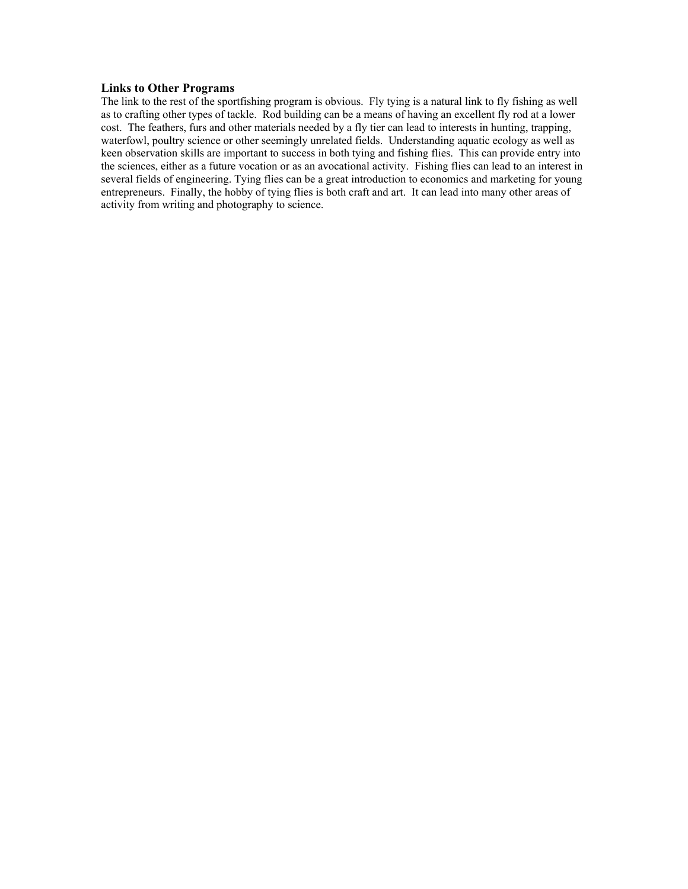### Links to Other Programs

The link to the rest of the sportfishing program is obvious. Fly tying is a natural link to fly fishing as well as to crafting other types of tackle. Rod building can be a means of having an excellent fly rod at a lower cost. The feathers, furs and other materials needed by a fly tier can lead to interests in hunting, trapping, waterfowl, poultry science or other seemingly unrelated fields. Understanding aquatic ecology as well as keen observation skills are important to success in both tying and fishing flies. This can provide entry into the sciences, either as a future vocation or as an avocational activity. Fishing flies can lead to an interest in several fields of engineering. Tying flies can be a great introduction to economics and marketing for young entrepreneurs. Finally, the hobby of tying flies is both craft and art. It can lead into many other areas of activity from writing and photography to science.